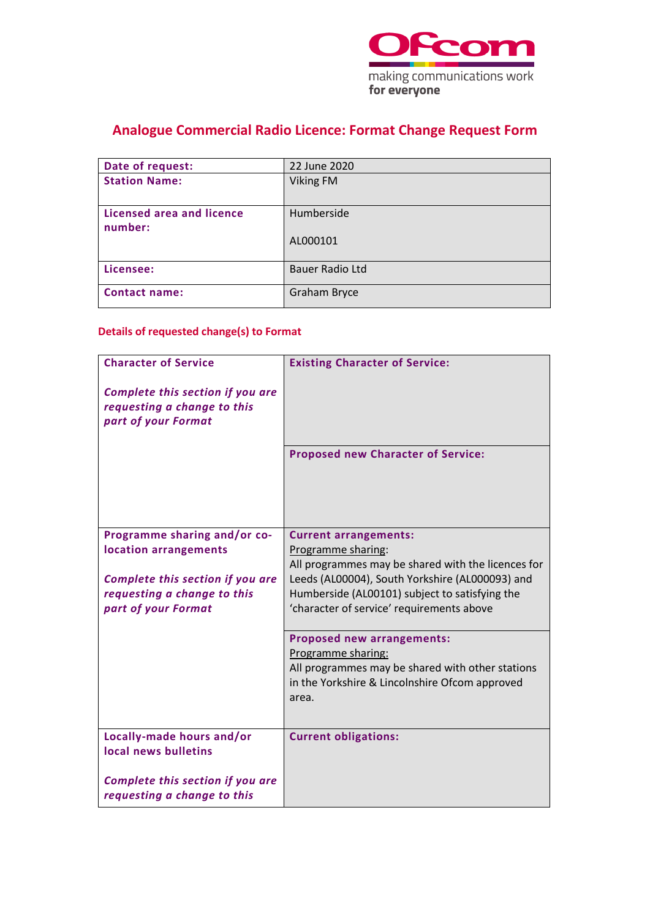# Analogue Commercial Radio Licence: Format Change Request Form

| | |
|---|---|
| **Date of request:** | 22 June 2020 |
| **Station Name:** | Viking FM |
| **Licensed area and licence number:** | Humberside<br><br>AL000101 |
| **Licensee:** | Bauer Radio Ltd |
| **Contact name:** | Graham Bryce |

## Details of requested change(s) to Format

| | |
|---|---|
| **Character of Service**<br><br>***Complete this section if you are requesting a change to this part of your Format*** | **Existing Character of Service:** |
| | **Proposed new Character of Service:** |
| **Programme sharing and/or co-location arrangements**<br><br>***Complete this section if you are requesting a change to this part of your Format*** | **Current arrangements:**<br>Programme sharing:<br>All programmes may be shared with the licences for Leeds (AL00004), South Yorkshire (AL000093) and Humberside (AL00101) subject to satisfying the 'character of service' requirements above |
| | **Proposed new arrangements:**<br>Programme sharing:<br>All programmes may be shared with other stations in the Yorkshire & Lincolnshire Ofcom approved area. |
| **Locally-made hours and/or local news bulletins**<br><br>***Complete this section if you are requesting a change to this*** | **Current obligations:** |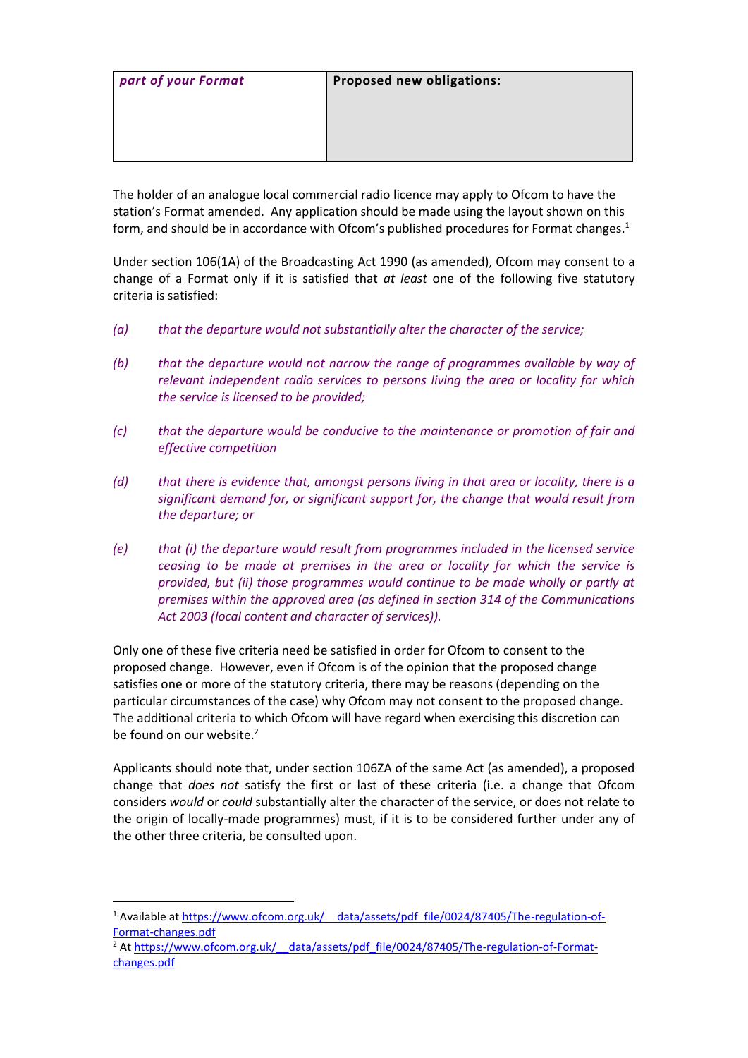| *part of your Format* | **Proposed new obligations:** |
|---|---|

The holder of an analogue local commercial radio licence may apply to Ofcom to have the station's Format amended. Any application should be made using the layout shown on this form, and should be in accordance with Ofcom's published procedures for Format changes.[1]

Under section 106(1A) of the Broadcasting Act 1990 (as amended), Ofcom may consent to a change of a Format only if it is satisfied that *at least* one of the following five statutory criteria is satisfied:

*(a)* *that the departure would not substantially alter the character of the service;*

*(b)* *that the departure would not narrow the range of programmes available by way of relevant independent radio services to persons living the area or locality for which the service is licensed to be provided;*

*(c)* *that the departure would be conducive to the maintenance or promotion of fair and effective competition*

*(d)* *that there is evidence that, amongst persons living in that area or locality, there is a significant demand for, or significant support for, the change that would result from the departure; or*

*(e)* *that (i) the departure would result from programmes included in the licensed service ceasing to be made at premises in the area or locality for which the service is provided, but (ii) those programmes would continue to be made wholly or partly at premises within the approved area (as defined in section 314 of the Communications Act 2003 (local content and character of services)).*

Only one of these five criteria need be satisfied in order for Ofcom to consent to the proposed change. However, even if Ofcom is of the opinion that the proposed change satisfies one or more of the statutory criteria, there may be reasons (depending on the particular circumstances of the case) why Ofcom may not consent to the proposed change. The additional criteria to which Ofcom will have regard when exercising this discretion can be found on our website.[2]

Applicants should note that, under section 106ZA of the same Act (as amended), a proposed change that *does not* satisfy the first or last of these criteria (i.e. a change that Ofcom considers *would* or *could* substantially alter the character of the service, or does not relate to the origin of locally-made programmes) must, if it is to be considered further under any of the other three criteria, be consulted upon.

---

[1] Available at https://www.ofcom.org.uk/__data/assets/pdf_file/0024/87405/The-regulation-of-Format-changes.pdf

[2] At https://www.ofcom.org.uk/__data/assets/pdf_file/0024/87405/The-regulation-of-Format-changes.pdf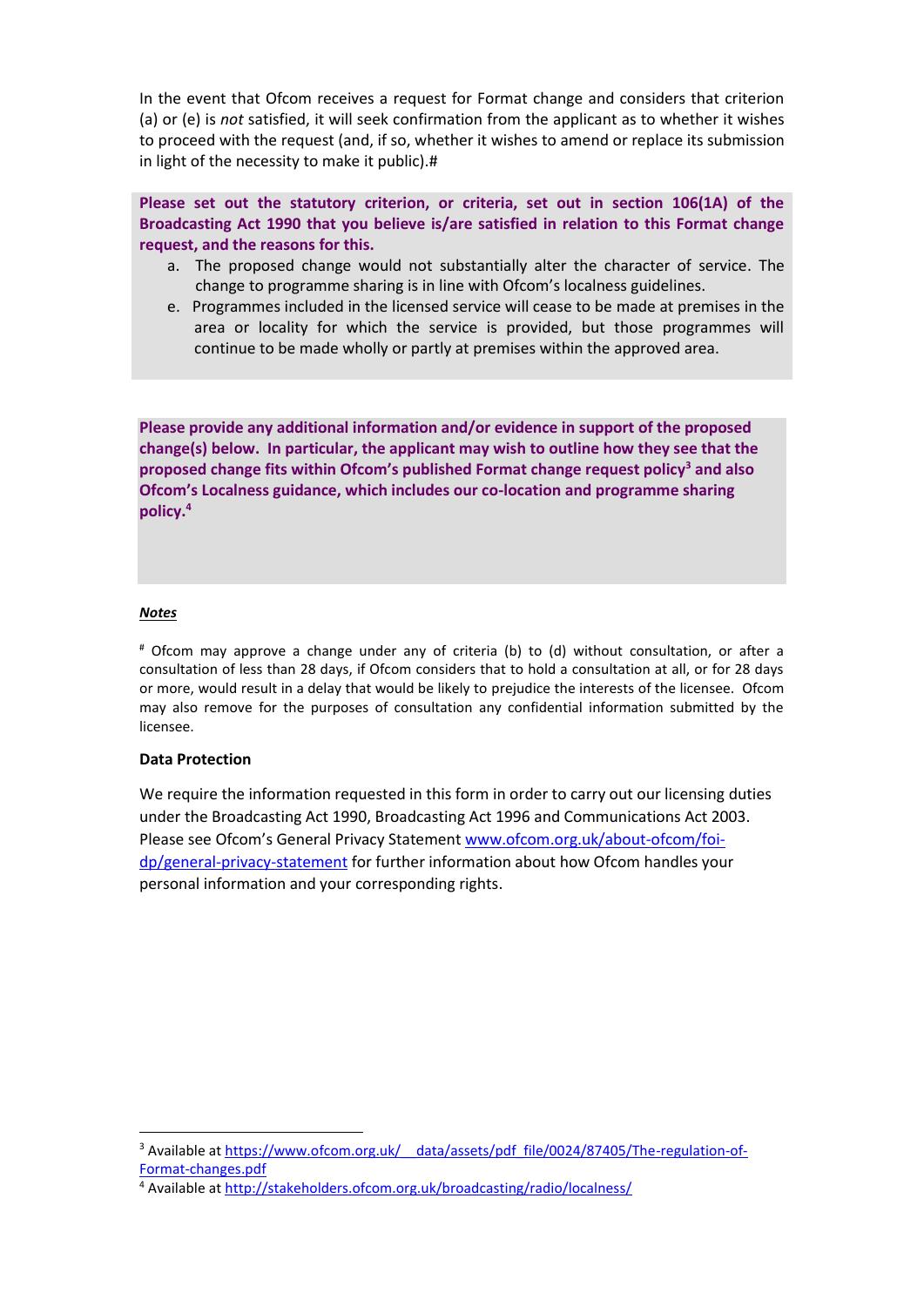In the event that Ofcom receives a request for Format change and considers that criterion (a) or (e) is *not* satisfied, it will seek confirmation from the applicant as to whether it wishes to proceed with the request (and, if so, whether it wishes to amend or replace its submission in light of the necessity to make it public).#

**Please set out the statutory criterion, or criteria, set out in section 106(1A) of the Broadcasting Act 1990 that you believe is/are satisfied in relation to this Format change request, and the reasons for this.**

a. The proposed change would not substantially alter the character of service. The change to programme sharing is in line with Ofcom's localness guidelines.

e. Programmes included in the licensed service will cease to be made at premises in the area or locality for which the service is provided, but those programmes will continue to be made wholly or partly at premises within the approved area.

**Please provide any additional information and/or evidence in support of the proposed change(s) below. In particular, the applicant may wish to outline how they see that the proposed change fits within Ofcom's published Format change request policy[3] and also Ofcom's Localness guidance, which includes our co-location and programme sharing policy.[4]**

***Notes***

# Ofcom may approve a change under any of criteria (b) to (d) without consultation, or after a consultation of less than 28 days, if Ofcom considers that to hold a consultation at all, or for 28 days or more, would result in a delay that would be likely to prejudice the interests of the licensee. Ofcom may also remove for the purposes of consultation any confidential information submitted by the licensee.

**Data Protection**

We require the information requested in this form in order to carry out our licensing duties under the Broadcasting Act 1990, Broadcasting Act 1996 and Communications Act 2003. Please see Ofcom's General Privacy Statement [www.ofcom.org.uk/about-ofcom/foi-dp/general-privacy-statement](www.ofcom.org.uk/about-ofcom/foi-dp/general-privacy-statement) for further information about how Ofcom handles your personal information and your corresponding rights.

[3] Available at [https://www.ofcom.org.uk/__data/assets/pdf_file/0024/87405/The-regulation-of-Format-changes.pdf](https://www.ofcom.org.uk/__data/assets/pdf_file/0024/87405/The-regulation-of-Format-changes.pdf)

[4] Available at [http://stakeholders.ofcom.org.uk/broadcasting/radio/localness/](http://stakeholders.ofcom.org.uk/broadcasting/radio/localness/)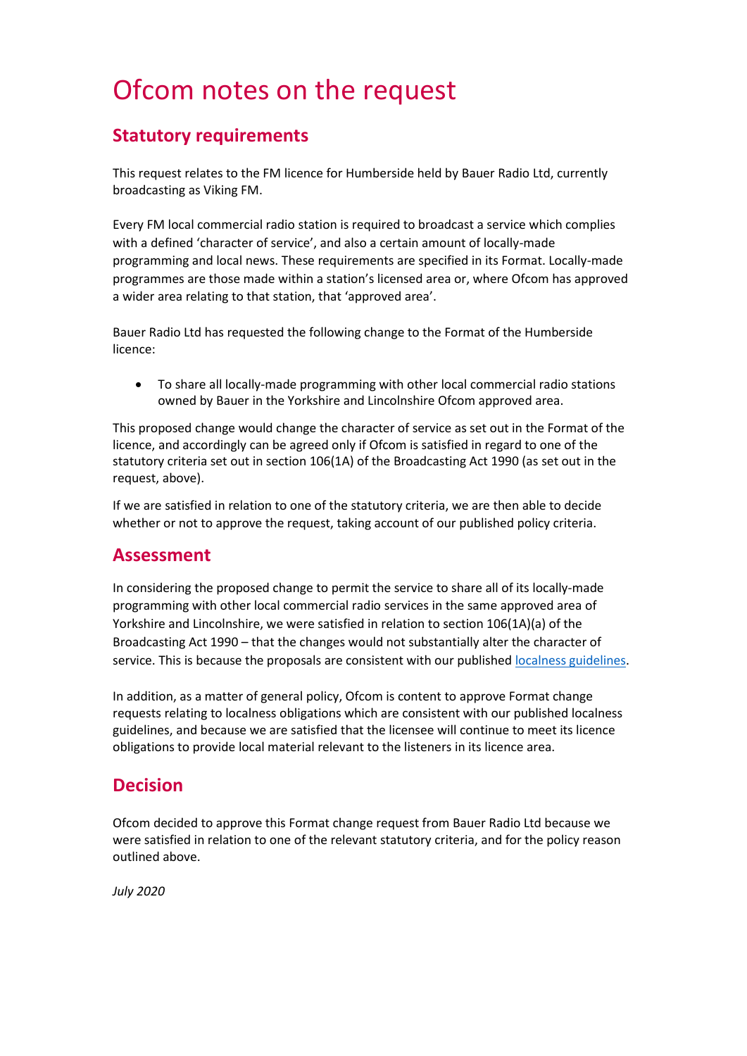# Ofcom notes on the request

## Statutory requirements

This request relates to the FM licence for Humberside held by Bauer Radio Ltd, currently broadcasting as Viking FM.

Every FM local commercial radio station is required to broadcast a service which complies with a defined 'character of service', and also a certain amount of locally-made programming and local news. These requirements are specified in its Format. Locally-made programmes are those made within a station's licensed area or, where Ofcom has approved a wider area relating to that station, that 'approved area'.

Bauer Radio Ltd has requested the following change to the Format of the Humberside licence:

- To share all locally-made programming with other local commercial radio stations owned by Bauer in the Yorkshire and Lincolnshire Ofcom approved area.

This proposed change would change the character of service as set out in the Format of the licence, and accordingly can be agreed only if Ofcom is satisfied in regard to one of the statutory criteria set out in section 106(1A) of the Broadcasting Act 1990 (as set out in the request, above).

If we are satisfied in relation to one of the statutory criteria, we are then able to decide whether or not to approve the request, taking account of our published policy criteria.

## Assessment

In considering the proposed change to permit the service to share all of its locally-made programming with other local commercial radio services in the same approved area of Yorkshire and Lincolnshire, we were satisfied in relation to section 106(1A)(a) of the Broadcasting Act 1990 – that the changes would not substantially alter the character of service. This is because the proposals are consistent with our published localness guidelines.

In addition, as a matter of general policy, Ofcom is content to approve Format change requests relating to localness obligations which are consistent with our published localness guidelines, and because we are satisfied that the licensee will continue to meet its licence obligations to provide local material relevant to the listeners in its licence area.

## Decision

Ofcom decided to approve this Format change request from Bauer Radio Ltd because we were satisfied in relation to one of the relevant statutory criteria, and for the policy reason outlined above.

*July 2020*